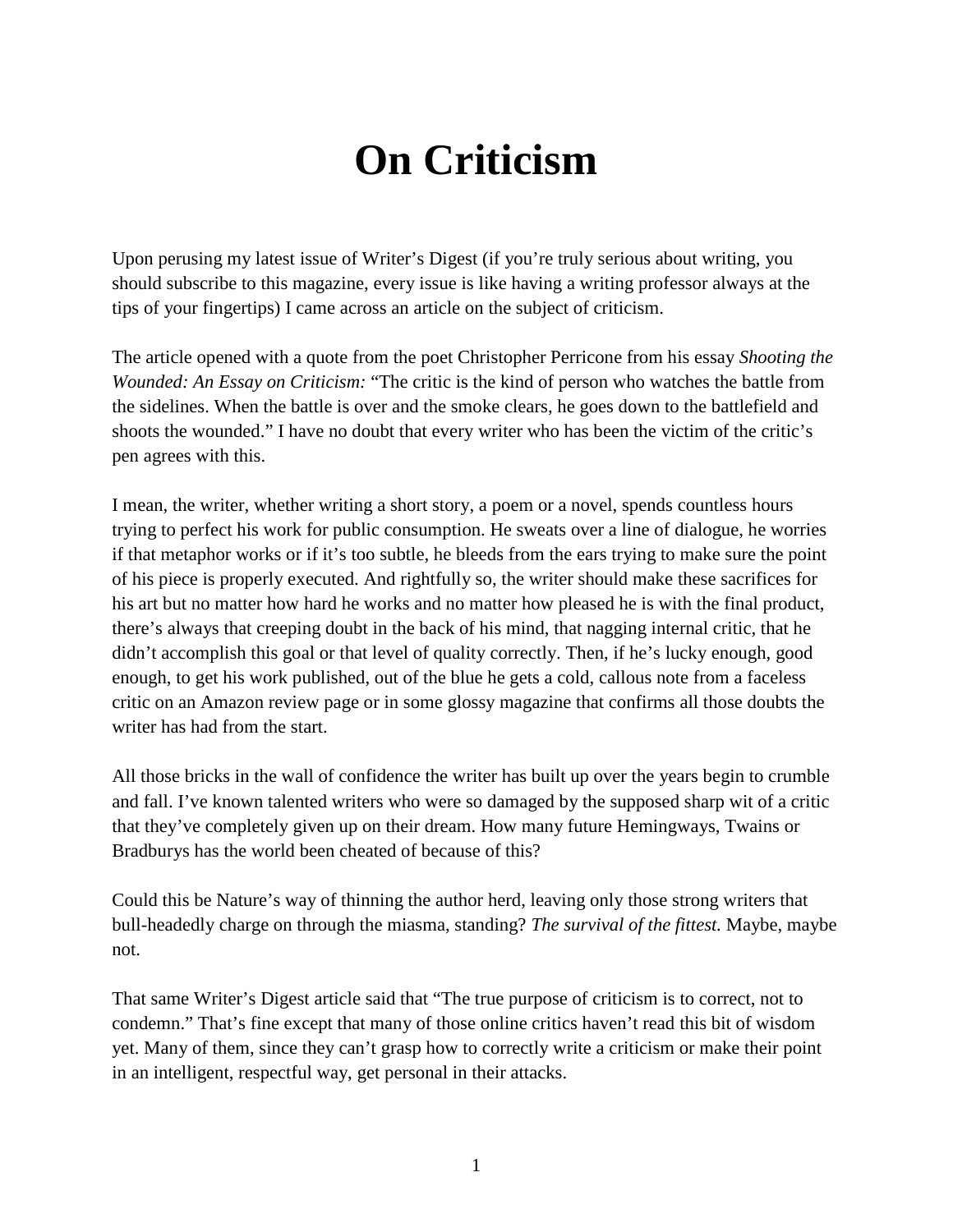# On Criticism

Upon perusing my latest issue of Writer's Digest (if you're truly serious about writing, you should subscribe to this magazine, every issue is like having a writing professor always at the tips of your fingertips) I came across an article on the subject of criticism.

The article opened with a quote from the poet Christopher Perricone from his essay *Shooting the Wounded: An Essay on Criticism:* "The critic is the kind of person who watches the battle from the sidelines. When the battle is over and the smoke clears, he goes down to the battlefield and shoots the wounded." I have no doubt that every writer who has been the victim of the critic's pen agrees with this.

I mean, the writer, whether writing a short story, a poem or a novel, spends countless hours trying to perfect his work for public consumption. He sweats over a line of dialogue, he worries if that metaphor works or if it's too subtle, he bleeds from the ears trying to make sure the point of his piece is properly executed. And rightfully so, the writer should make these sacrifices for his art but no matter how hard he works and no matter how pleased he is with the final product, there's always that creeping doubt in the back of his mind, that nagging internal critic, that he didn't accomplish this goal or that level of quality correctly. Then, if he's lucky enough, good enough, to get his work published, out of the blue he gets a cold, callous note from a faceless critic on an Amazon review page or in some glossy magazine that confirms all those doubts the writer has had from the start.

All those bricks in the wall of confidence the writer has built up over the years begin to crumble and fall. I've known talented writers who were so damaged by the supposed sharp wit of a critic that they've completely given up on their dream. How many future Hemingways, Twains or Bradburys has the world been cheated of because of this?

Could this be Nature's way of thinning the author herd, leaving only those strong writers that bull-headedly charge on through the miasma, standing? *The survival of the fittest.* Maybe, maybe not.

That same Writer's Digest article said that "The true purpose of criticism is to correct, not to condemn." That's fine except that many of those online critics haven't read this bit of wisdom yet. Many of them, since they can't grasp how to correctly write a criticism or make their point in an intelligent, respectful way, get personal in their attacks.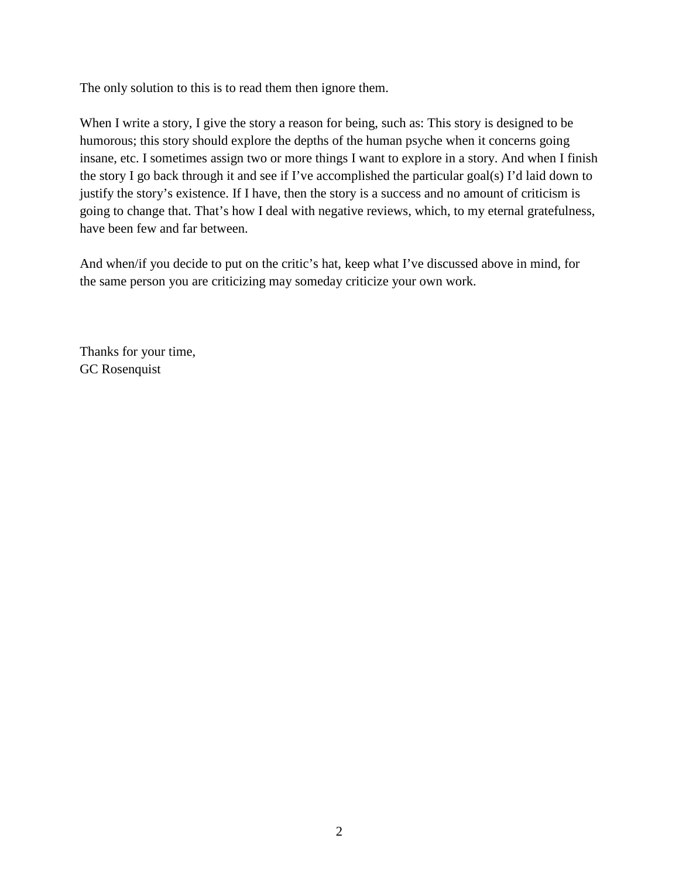The only solution to this is to read them then ignore them.

When I write a story, I give the story a reason for being, such as: This story is designed to be humorous; this story should explore the depths of the human psyche when it concerns going insane, etc. I sometimes assign two or more things I want to explore in a story. And when I finish the story I go back through it and see if I've accomplished the particular goal(s) I'd laid down to justify the story's existence. If I have, then the story is a success and no amount of criticism is going to change that. That's how I deal with negative reviews, which, to my eternal gratefulness, have been few and far between.

And when/if you decide to put on the critic's hat, keep what I've discussed above in mind, for the same person you are criticizing may someday criticize your own work.

Thanks for your time,
GC Rosenquist